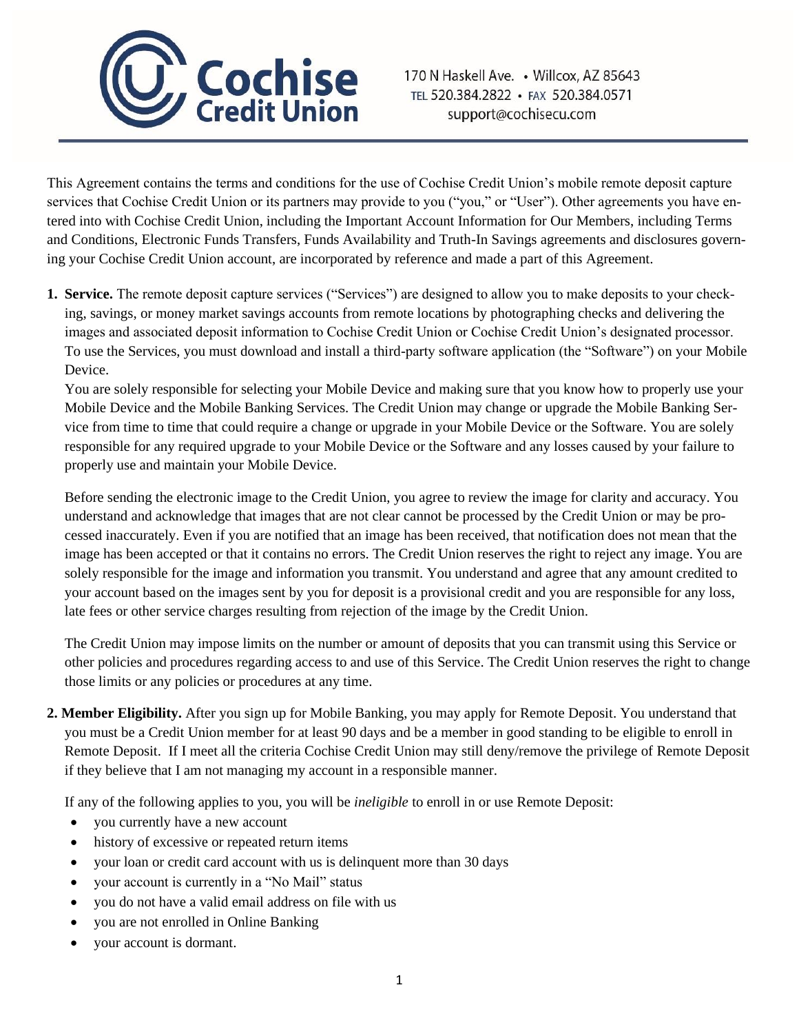# Cochise Credit Union

170 N Haskell Ave. • Willcox, AZ 85643
TEL 520.384.2822 • FAX 520.384.0571
support@cochisecu.com

---

This Agreement contains the terms and conditions for the use of Cochise Credit Union's mobile remote deposit capture services that Cochise Credit Union or its partners may provide to you ("you," or "User"). Other agreements you have entered into with Cochise Credit Union, including the Important Account Information for Our Members, including Terms and Conditions, Electronic Funds Transfers, Funds Availability and Truth-In Savings agreements and disclosures governing your Cochise Credit Union account, are incorporated by reference and made a part of this Agreement.

1. **Service.** The remote deposit capture services ("Services") are designed to allow you to make deposits to your checking, savings, or money market savings accounts from remote locations by photographing checks and delivering the images and associated deposit information to Cochise Credit Union or Cochise Credit Union's designated processor. To use the Services, you must download and install a third-party software application (the "Software") on your Mobile Device.
   You are solely responsible for selecting your Mobile Device and making sure that you know how to properly use your Mobile Device and the Mobile Banking Services. The Credit Union may change or upgrade the Mobile Banking Service from time to time that could require a change or upgrade in your Mobile Device or the Software. You are solely responsible for any required upgrade to your Mobile Device or the Software and any losses caused by your failure to properly use and maintain your Mobile Device.

   Before sending the electronic image to the Credit Union, you agree to review the image for clarity and accuracy. You understand and acknowledge that images that are not clear cannot be processed by the Credit Union or may be processed inaccurately. Even if you are notified that an image has been received, that notification does not mean that the image has been accepted or that it contains no errors. The Credit Union reserves the right to reject any image. You are solely responsible for the image and information you transmit. You understand and agree that any amount credited to your account based on the images sent by you for deposit is a provisional credit and you are responsible for any loss, late fees or other service charges resulting from rejection of the image by the Credit Union.

   The Credit Union may impose limits on the number or amount of deposits that you can transmit using this Service or other policies and procedures regarding access to and use of this Service. The Credit Union reserves the right to change those limits or any policies or procedures at any time.

2. **Member Eligibility.** After you sign up for Mobile Banking, you may apply for Remote Deposit. You understand that you must be a Credit Union member for at least 90 days and be a member in good standing to be eligible to enroll in Remote Deposit. If I meet all the criteria Cochise Credit Union may still deny/remove the privilege of Remote Deposit if they believe that I am not managing my account in a responsible manner.

   If any of the following applies to you, you will be *ineligible* to enroll in or use Remote Deposit:

   - you currently have a new account
   - history of excessive or repeated return items
   - your loan or credit card account with us is delinquent more than 30 days
   - your account is currently in a "No Mail" status
   - you do not have a valid email address on file with us
   - you are not enrolled in Online Banking
   - your account is dormant.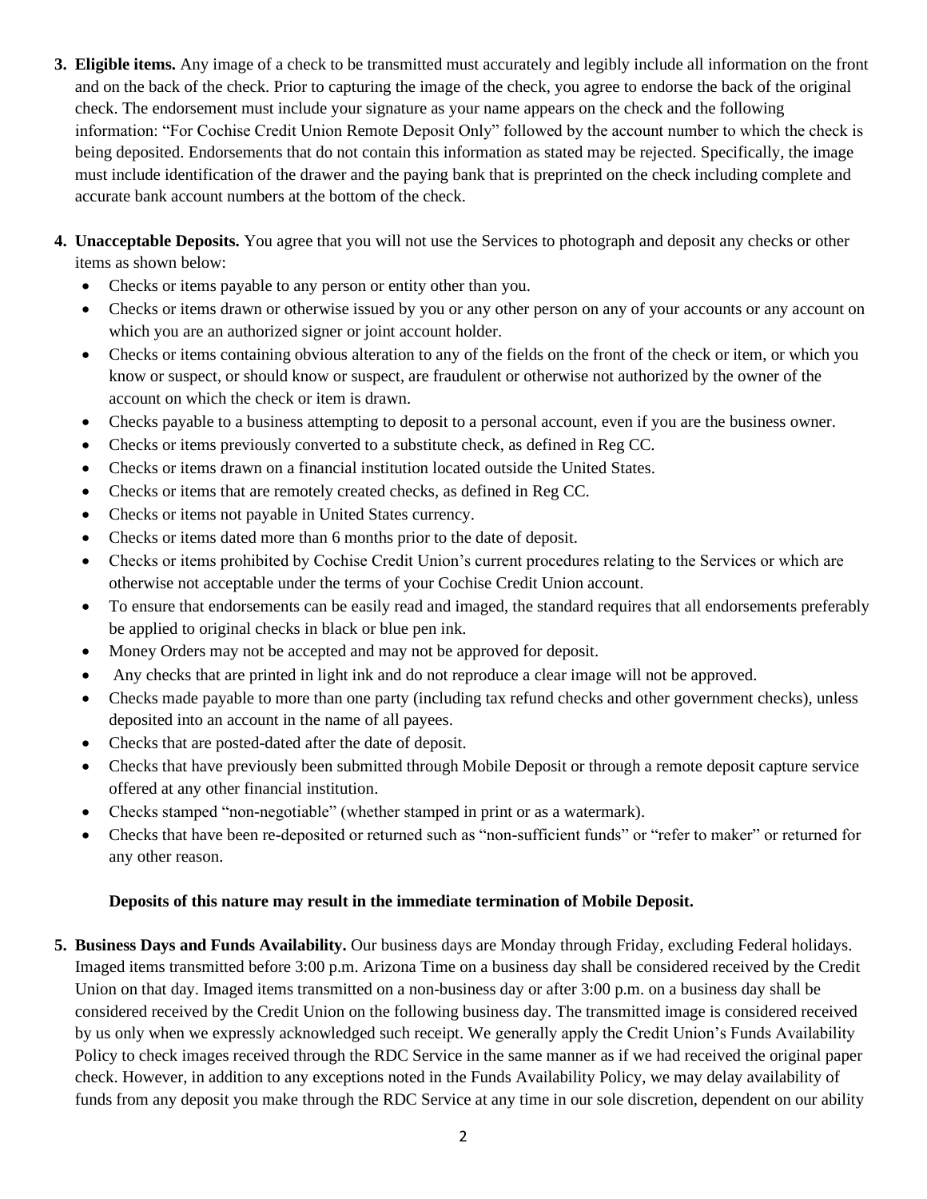3. **Eligible items.** Any image of a check to be transmitted must accurately and legibly include all information on the front and on the back of the check. Prior to capturing the image of the check, you agree to endorse the back of the original check. The endorsement must include your signature as your name appears on the check and the following information: "For Cochise Credit Union Remote Deposit Only" followed by the account number to which the check is being deposited. Endorsements that do not contain this information as stated may be rejected. Specifically, the image must include identification of the drawer and the paying bank that is preprinted on the check including complete and accurate bank account numbers at the bottom of the check.

4. **Unacceptable Deposits.** You agree that you will not use the Services to photograph and deposit any checks or other items as shown below:
   - Checks or items payable to any person or entity other than you.
   - Checks or items drawn or otherwise issued by you or any other person on any of your accounts or any account on which you are an authorized signer or joint account holder.
   - Checks or items containing obvious alteration to any of the fields on the front of the check or item, or which you know or suspect, or should know or suspect, are fraudulent or otherwise not authorized by the owner of the account on which the check or item is drawn.
   - Checks payable to a business attempting to deposit to a personal account, even if you are the business owner.
   - Checks or items previously converted to a substitute check, as defined in Reg CC.
   - Checks or items drawn on a financial institution located outside the United States.
   - Checks or items that are remotely created checks, as defined in Reg CC.
   - Checks or items not payable in United States currency.
   - Checks or items dated more than 6 months prior to the date of deposit.
   - Checks or items prohibited by Cochise Credit Union's current procedures relating to the Services or which are otherwise not acceptable under the terms of your Cochise Credit Union account.
   - To ensure that endorsements can be easily read and imaged, the standard requires that all endorsements preferably be applied to original checks in black or blue pen ink.
   - Money Orders may not be accepted and may not be approved for deposit.
   - Any checks that are printed in light ink and do not reproduce a clear image will not be approved.
   - Checks made payable to more than one party (including tax refund checks and other government checks), unless deposited into an account in the name of all payees.
   - Checks that are posted-dated after the date of deposit.
   - Checks that have previously been submitted through Mobile Deposit or through a remote deposit capture service offered at any other financial institution.
   - Checks stamped "non-negotiable" (whether stamped in print or as a watermark).
   - Checks that have been re-deposited or returned such as "non-sufficient funds" or "refer to maker" or returned for any other reason.

   **Deposits of this nature may result in the immediate termination of Mobile Deposit.**

5. **Business Days and Funds Availability.** Our business days are Monday through Friday, excluding Federal holidays. Imaged items transmitted before 3:00 p.m. Arizona Time on a business day shall be considered received by the Credit Union on that day. Imaged items transmitted on a non-business day or after 3:00 p.m. on a business day shall be considered received by the Credit Union on the following business day. The transmitted image is considered received by us only when we expressly acknowledged such receipt. We generally apply the Credit Union's Funds Availability Policy to check images received through the RDC Service in the same manner as if we had received the original paper check. However, in addition to any exceptions noted in the Funds Availability Policy, we may delay availability of funds from any deposit you make through the RDC Service at any time in our sole discretion, dependent on our ability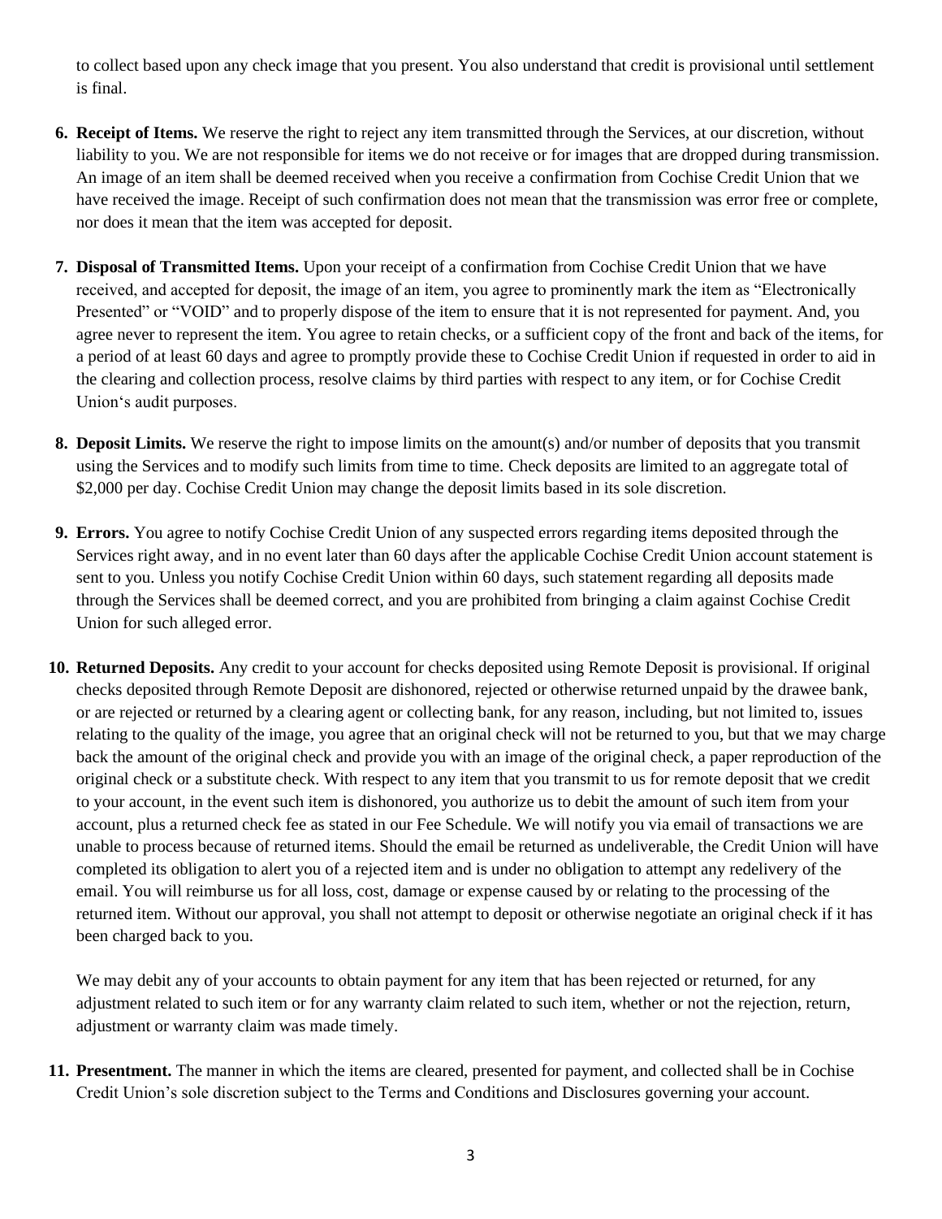to collect based upon any check image that you present. You also understand that credit is provisional until settlement is final.

6. **Receipt of Items.** We reserve the right to reject any item transmitted through the Services, at our discretion, without liability to you. We are not responsible for items we do not receive or for images that are dropped during transmission. An image of an item shall be deemed received when you receive a confirmation from Cochise Credit Union that we have received the image. Receipt of such confirmation does not mean that the transmission was error free or complete, nor does it mean that the item was accepted for deposit.

7. **Disposal of Transmitted Items.** Upon your receipt of a confirmation from Cochise Credit Union that we have received, and accepted for deposit, the image of an item, you agree to prominently mark the item as "Electronically Presented" or "VOID" and to properly dispose of the item to ensure that it is not represented for payment. And, you agree never to represent the item. You agree to retain checks, or a sufficient copy of the front and back of the items, for a period of at least 60 days and agree to promptly provide these to Cochise Credit Union if requested in order to aid in the clearing and collection process, resolve claims by third parties with respect to any item, or for Cochise Credit Union's audit purposes.

8. **Deposit Limits.** We reserve the right to impose limits on the amount(s) and/or number of deposits that you transmit using the Services and to modify such limits from time to time. Check deposits are limited to an aggregate total of $2,000 per day. Cochise Credit Union may change the deposit limits based in its sole discretion.

9. **Errors.** You agree to notify Cochise Credit Union of any suspected errors regarding items deposited through the Services right away, and in no event later than 60 days after the applicable Cochise Credit Union account statement is sent to you. Unless you notify Cochise Credit Union within 60 days, such statement regarding all deposits made through the Services shall be deemed correct, and you are prohibited from bringing a claim against Cochise Credit Union for such alleged error.

10. **Returned Deposits.** Any credit to your account for checks deposited using Remote Deposit is provisional. If original checks deposited through Remote Deposit are dishonored, rejected or otherwise returned unpaid by the drawee bank, or are rejected or returned by a clearing agent or collecting bank, for any reason, including, but not limited to, issues relating to the quality of the image, you agree that an original check will not be returned to you, but that we may charge back the amount of the original check and provide you with an image of the original check, a paper reproduction of the original check or a substitute check. With respect to any item that you transmit to us for remote deposit that we credit to your account, in the event such item is dishonored, you authorize us to debit the amount of such item from your account, plus a returned check fee as stated in our Fee Schedule. We will notify you via email of transactions we are unable to process because of returned items. Should the email be returned as undeliverable, the Credit Union will have completed its obligation to alert you of a rejected item and is under no obligation to attempt any redelivery of the email. You will reimburse us for all loss, cost, damage or expense caused by or relating to the processing of the returned item. Without our approval, you shall not attempt to deposit or otherwise negotiate an original check if it has been charged back to you.

    We may debit any of your accounts to obtain payment for any item that has been rejected or returned, for any adjustment related to such item or for any warranty claim related to such item, whether or not the rejection, return, adjustment or warranty claim was made timely.

11. **Presentment.** The manner in which the items are cleared, presented for payment, and collected shall be in Cochise Credit Union's sole discretion subject to the Terms and Conditions and Disclosures governing your account.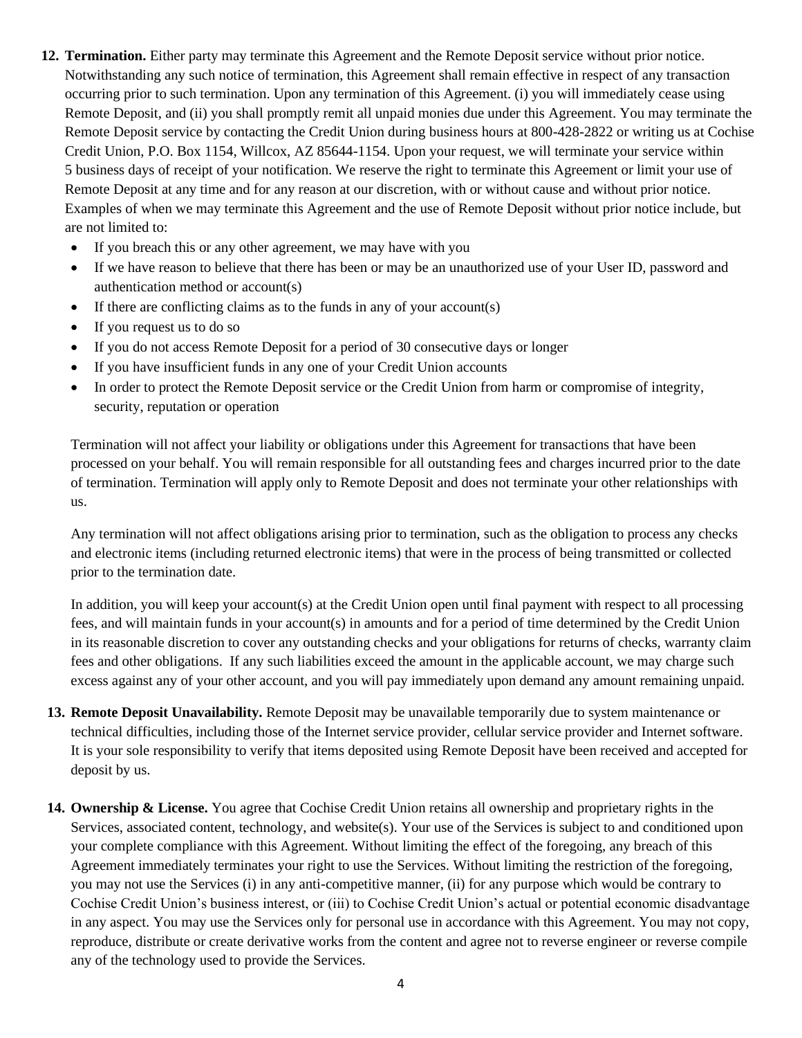12. **Termination.** Either party may terminate this Agreement and the Remote Deposit service without prior notice. Notwithstanding any such notice of termination, this Agreement shall remain effective in respect of any transaction occurring prior to such termination. Upon any termination of this Agreement. (i) you will immediately cease using Remote Deposit, and (ii) you shall promptly remit all unpaid monies due under this Agreement. You may terminate the Remote Deposit service by contacting the Credit Union during business hours at 800-428-2822 or writing us at Cochise Credit Union, P.O. Box 1154, Willcox, AZ 85644-1154. Upon your request, we will terminate your service within 5 business days of receipt of your notification. We reserve the right to terminate this Agreement or limit your use of Remote Deposit at any time and for any reason at our discretion, with or without cause and without prior notice. Examples of when we may terminate this Agreement and the use of Remote Deposit without prior notice include, but are not limited to:
    - If you breach this or any other agreement, we may have with you
    - If we have reason to believe that there has been or may be an unauthorized use of your User ID, password and authentication method or account(s)
    - If there are conflicting claims as to the funds in any of your account(s)
    - If you request us to do so
    - If you do not access Remote Deposit for a period of 30 consecutive days or longer
    - If you have insufficient funds in any one of your Credit Union accounts
    - In order to protect the Remote Deposit service or the Credit Union from harm or compromise of integrity, security, reputation or operation

    Termination will not affect your liability or obligations under this Agreement for transactions that have been processed on your behalf. You will remain responsible for all outstanding fees and charges incurred prior to the date of termination. Termination will apply only to Remote Deposit and does not terminate your other relationships with us.

    Any termination will not affect obligations arising prior to termination, such as the obligation to process any checks and electronic items (including returned electronic items) that were in the process of being transmitted or collected prior to the termination date.

    In addition, you will keep your account(s) at the Credit Union open until final payment with respect to all processing fees, and will maintain funds in your account(s) in amounts and for a period of time determined by the Credit Union in its reasonable discretion to cover any outstanding checks and your obligations for returns of checks, warranty claim fees and other obligations. If any such liabilities exceed the amount in the applicable account, we may charge such excess against any of your other account, and you will pay immediately upon demand any amount remaining unpaid.

13. **Remote Deposit Unavailability.** Remote Deposit may be unavailable temporarily due to system maintenance or technical difficulties, including those of the Internet service provider, cellular service provider and Internet software. It is your sole responsibility to verify that items deposited using Remote Deposit have been received and accepted for deposit by us.

14. **Ownership & License.** You agree that Cochise Credit Union retains all ownership and proprietary rights in the Services, associated content, technology, and website(s). Your use of the Services is subject to and conditioned upon your complete compliance with this Agreement. Without limiting the effect of the foregoing, any breach of this Agreement immediately terminates your right to use the Services. Without limiting the restriction of the foregoing, you may not use the Services (i) in any anti-competitive manner, (ii) for any purpose which would be contrary to Cochise Credit Union's business interest, or (iii) to Cochise Credit Union's actual or potential economic disadvantage in any aspect. You may use the Services only for personal use in accordance with this Agreement. You may not copy, reproduce, distribute or create derivative works from the content and agree not to reverse engineer or reverse compile any of the technology used to provide the Services.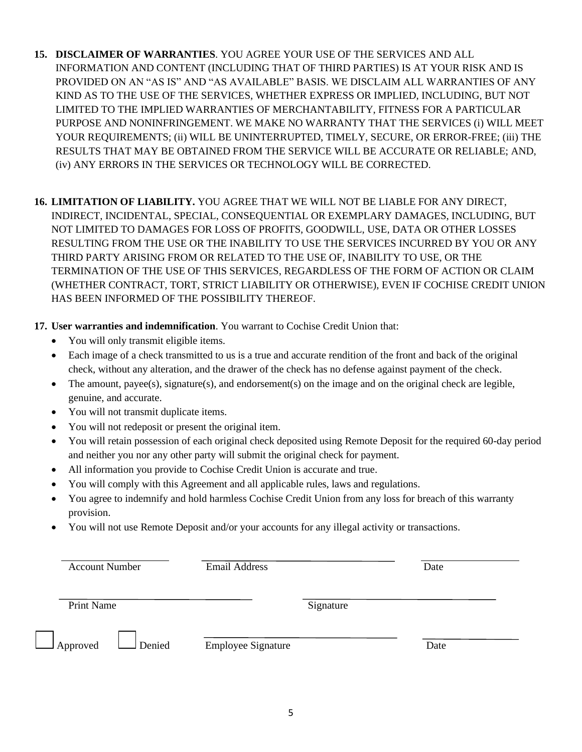15. **DISCLAIMER OF WARRANTIES**. YOU AGREE YOUR USE OF THE SERVICES AND ALL INFORMATION AND CONTENT (INCLUDING THAT OF THIRD PARTIES) IS AT YOUR RISK AND IS PROVIDED ON AN "AS IS" AND "AS AVAILABLE" BASIS. WE DISCLAIM ALL WARRANTIES OF ANY KIND AS TO THE USE OF THE SERVICES, WHETHER EXPRESS OR IMPLIED, INCLUDING, BUT NOT LIMITED TO THE IMPLIED WARRANTIES OF MERCHANTABILITY, FITNESS FOR A PARTICULAR PURPOSE AND NONINFRINGEMENT. WE MAKE NO WARRANTY THAT THE SERVICES (i) WILL MEET YOUR REQUIREMENTS; (ii) WILL BE UNINTERRUPTED, TIMELY, SECURE, OR ERROR-FREE; (iii) THE RESULTS THAT MAY BE OBTAINED FROM THE SERVICE WILL BE ACCURATE OR RELIABLE; AND, (iv) ANY ERRORS IN THE SERVICES OR TECHNOLOGY WILL BE CORRECTED.

16. **LIMITATION OF LIABILITY.** YOU AGREE THAT WE WILL NOT BE LIABLE FOR ANY DIRECT, INDIRECT, INCIDENTAL, SPECIAL, CONSEQUENTIAL OR EXEMPLARY DAMAGES, INCLUDING, BUT NOT LIMITED TO DAMAGES FOR LOSS OF PROFITS, GOODWILL, USE, DATA OR OTHER LOSSES RESULTING FROM THE USE OR THE INABILITY TO USE THE SERVICES INCURRED BY YOU OR ANY THIRD PARTY ARISING FROM OR RELATED TO THE USE OF, INABILITY TO USE, OR THE TERMINATION OF THE USE OF THIS SERVICES, REGARDLESS OF THE FORM OF ACTION OR CLAIM (WHETHER CONTRACT, TORT, STRICT LIABILITY OR OTHERWISE), EVEN IF COCHISE CREDIT UNION HAS BEEN INFORMED OF THE POSSIBILITY THEREOF.

17. **User warranties and indemnification**. You warrant to Cochise Credit Union that:
    - You will only transmit eligible items.
    - Each image of a check transmitted to us is a true and accurate rendition of the front and back of the original check, without any alteration, and the drawer of the check has no defense against payment of the check.
    - The amount, payee(s), signature(s), and endorsement(s) on the image and on the original check are legible, genuine, and accurate.
    - You will not transmit duplicate items.
    - You will not redeposit or present the original item.
    - You will retain possession of each original check deposited using Remote Deposit for the required 60-day period and neither you nor any other party will submit the original check for payment.
    - All information you provide to Cochise Credit Union is accurate and true.
    - You will comply with this Agreement and all applicable rules, laws and regulations.
    - You agree to indemnify and hold harmless Cochise Credit Union from any loss for breach of this warranty provision.
    - You will not use Remote Deposit and/or your accounts for any illegal activity or transactions.

Account Number ____________ Email Address ____________ Date ____________

Print Name ____________ Signature ____________

☐ Approved ☐ Denied Employee Signature ____________ Date ____________